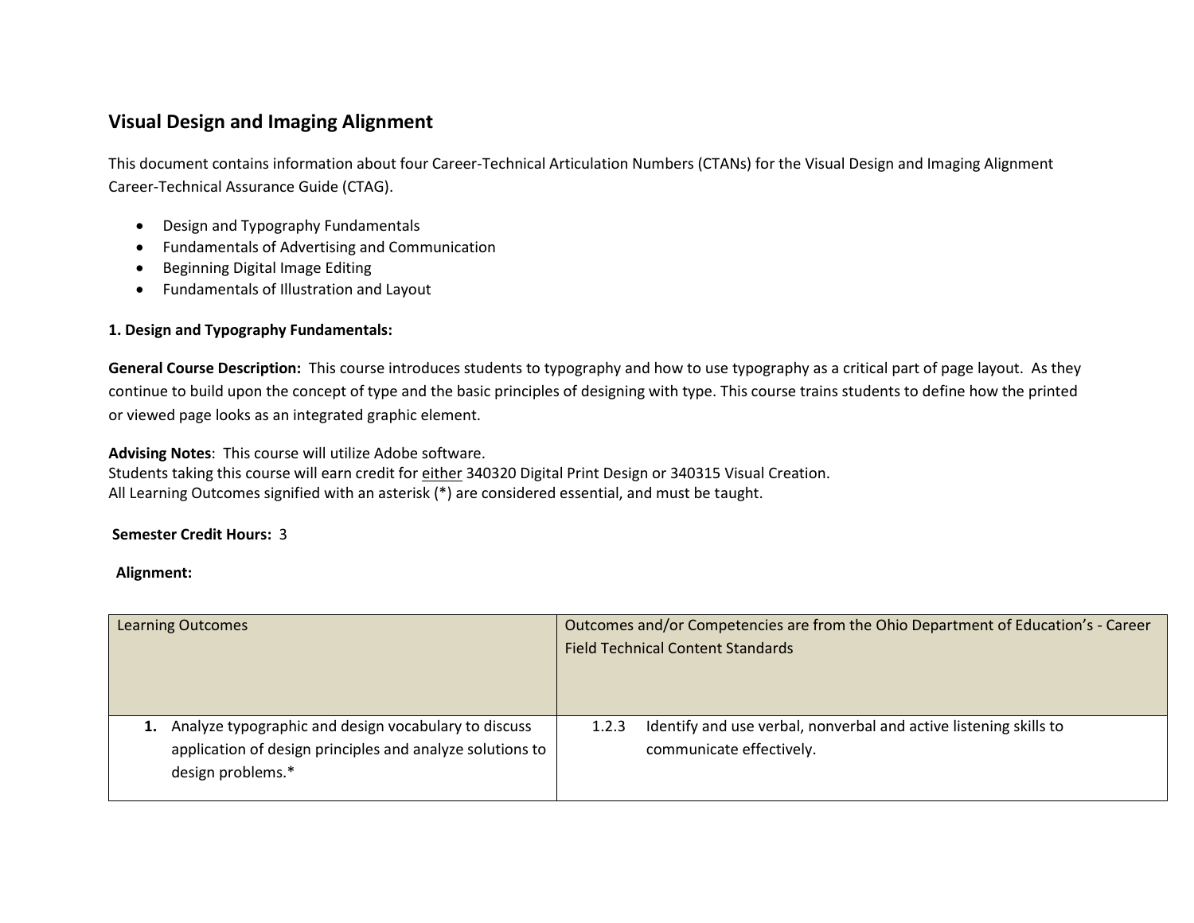# Visual Design and Imaging Alignment

This document contains information about four Career-Technical Articulation Numbers (CTANs) for the Visual Design and Imaging Alignment Career-Technical Assurance Guide (CTAG).

- Design and Typography Fundamentals
- Fundamentals of Advertising and Communication
- Beginning Digital Image Editing
- Fundamentals of Illustration and Layout

## 1. Design and Typography Fundamentals:

**General Course Description:** This course introduces students to typography and how to use typography as a critical part of page layout. As they continue to build upon the concept of type and the basic principles of designing with type. This course trains students to define how the printed or viewed page looks as an integrated graphic element.

**Advising Notes**: This course will utilize Adobe software.
Students taking this course will earn credit for either 340320 Digital Print Design or 340315 Visual Creation.
All Learning Outcomes signified with an asterisk (*) are considered essential, and must be taught.

**Semester Credit Hours:** 3

**Alignment:**

| Learning Outcomes | Outcomes and/or Competencies are from the Ohio Department of Education's - Career Field Technical Content Standards |
| --- | --- |
| **1.** Analyze typographic and design vocabulary to discuss application of design principles and analyze solutions to design problems.* | 1.2.3 Identify and use verbal, nonverbal and active listening skills to communicate effectively. |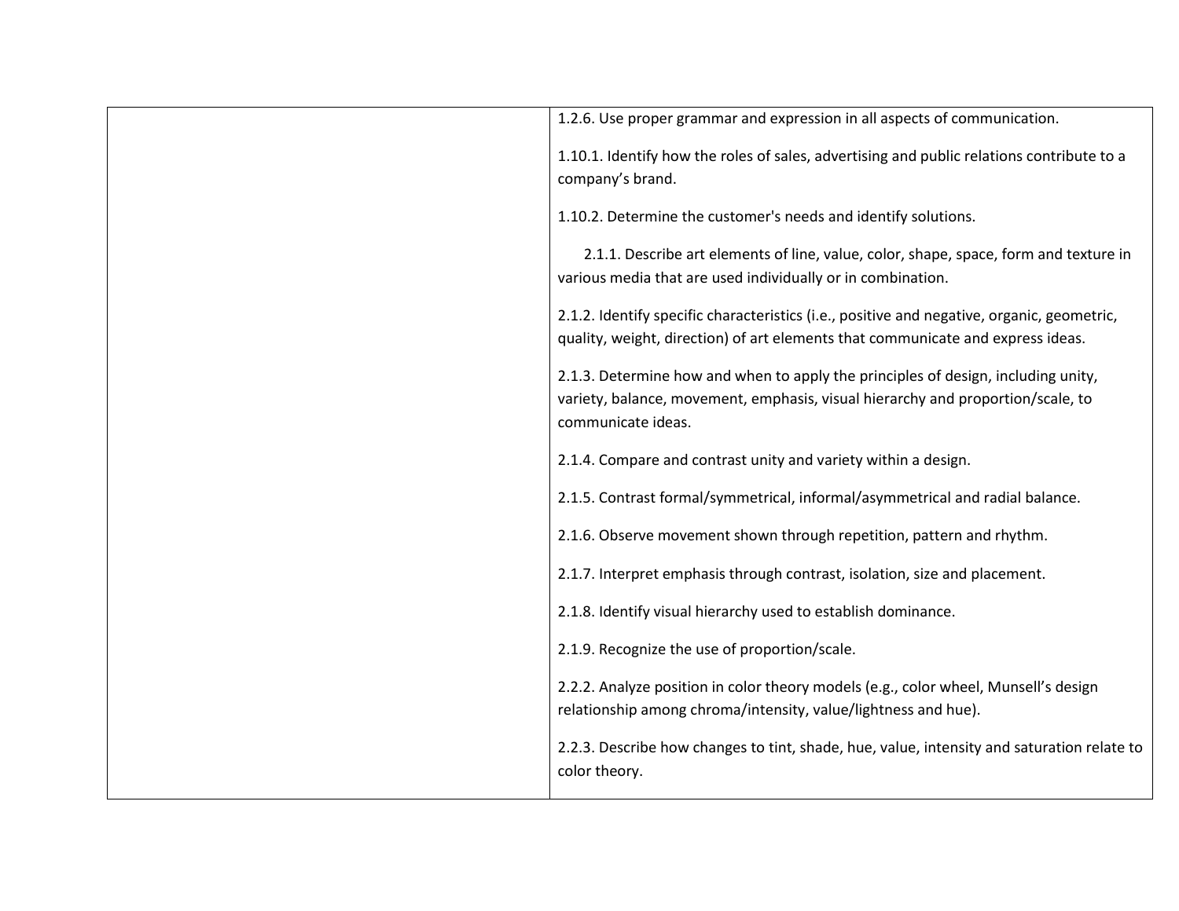| | |
|---|---|
| | 1.2.6. Use proper grammar and expression in all aspects of communication.<br><br>1.10.1. Identify how the roles of sales, advertising and public relations contribute to a company's brand.<br><br>1.10.2. Determine the customer's needs and identify solutions.<br><br>2.1.1. Describe art elements of line, value, color, shape, space, form and texture in various media that are used individually or in combination.<br><br>2.1.2. Identify specific characteristics (i.e., positive and negative, organic, geometric, quality, weight, direction) of art elements that communicate and express ideas.<br><br>2.1.3. Determine how and when to apply the principles of design, including unity, variety, balance, movement, emphasis, visual hierarchy and proportion/scale, to communicate ideas.<br><br>2.1.4. Compare and contrast unity and variety within a design.<br><br>2.1.5. Contrast formal/symmetrical, informal/asymmetrical and radial balance.<br><br>2.1.6. Observe movement shown through repetition, pattern and rhythm.<br><br>2.1.7. Interpret emphasis through contrast, isolation, size and placement.<br><br>2.1.8. Identify visual hierarchy used to establish dominance.<br><br>2.1.9. Recognize the use of proportion/scale.<br><br>2.2.2. Analyze position in color theory models (e.g., color wheel, Munsell's design relationship among chroma/intensity, value/lightness and hue).<br><br>2.2.3. Describe how changes to tint, shade, hue, value, intensity and saturation relate to color theory. |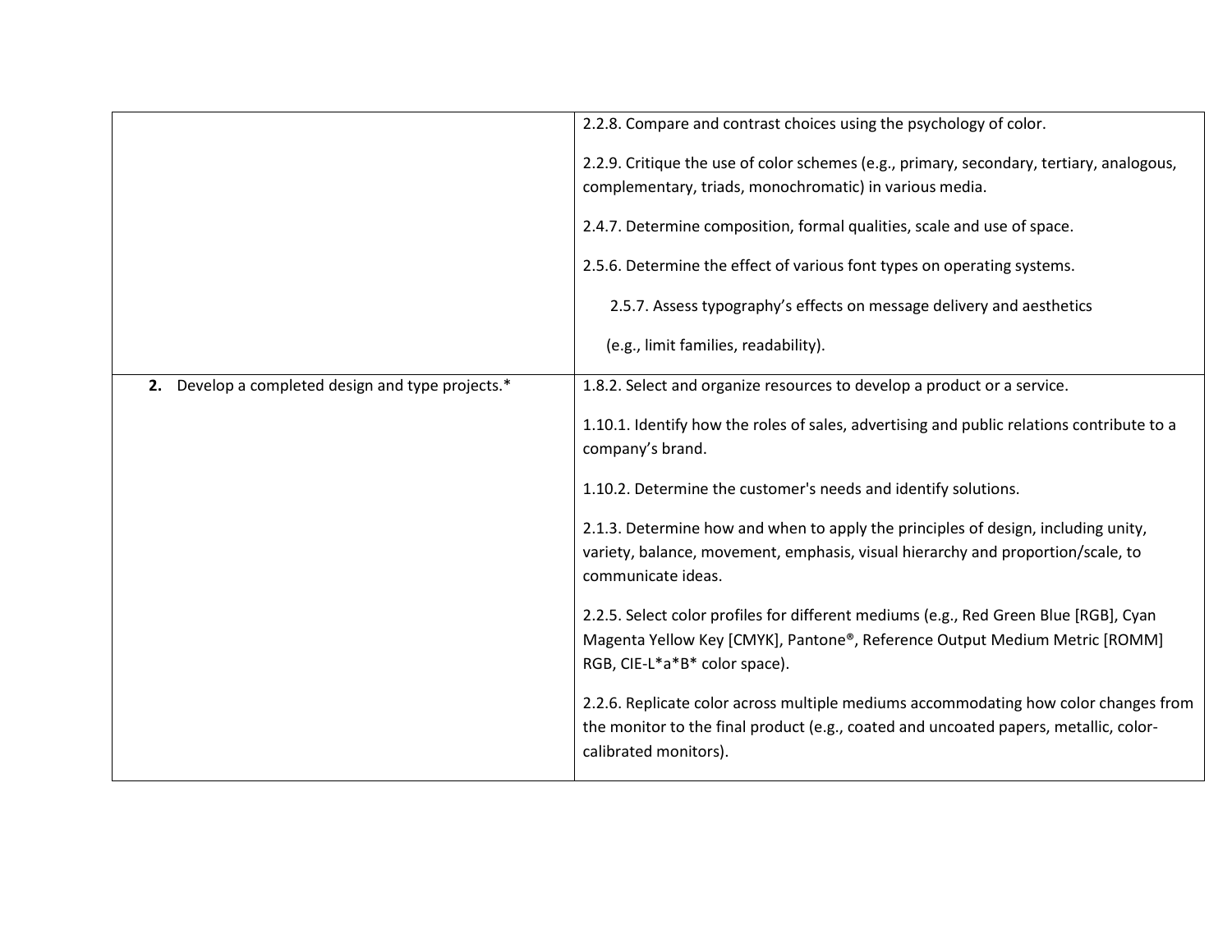| | |
|---|---|
| | 2.2.8. Compare and contrast choices using the psychology of color.<br><br>2.2.9. Critique the use of color schemes (e.g., primary, secondary, tertiary, analogous, complementary, triads, monochromatic) in various media.<br><br>2.4.7. Determine composition, formal qualities, scale and use of space.<br><br>2.5.6. Determine the effect of various font types on operating systems.<br><br>2.5.7. Assess typography's effects on message delivery and aesthetics (e.g., limit families, readability). |
| **2.** Develop a completed design and type projects.* | 1.8.2. Select and organize resources to develop a product or a service.<br><br>1.10.1. Identify how the roles of sales, advertising and public relations contribute to a company's brand.<br><br>1.10.2. Determine the customer's needs and identify solutions.<br><br>2.1.3. Determine how and when to apply the principles of design, including unity, variety, balance, movement, emphasis, visual hierarchy and proportion/scale, to communicate ideas.<br><br>2.2.5. Select color profiles for different mediums (e.g., Red Green Blue [RGB], Cyan Magenta Yellow Key [CMYK], Pantone®, Reference Output Medium Metric [ROMM] RGB, CIE-L*a*B* color space).<br><br>2.2.6. Replicate color across multiple mediums accommodating how color changes from the monitor to the final product (e.g., coated and uncoated papers, metallic, color-calibrated monitors). |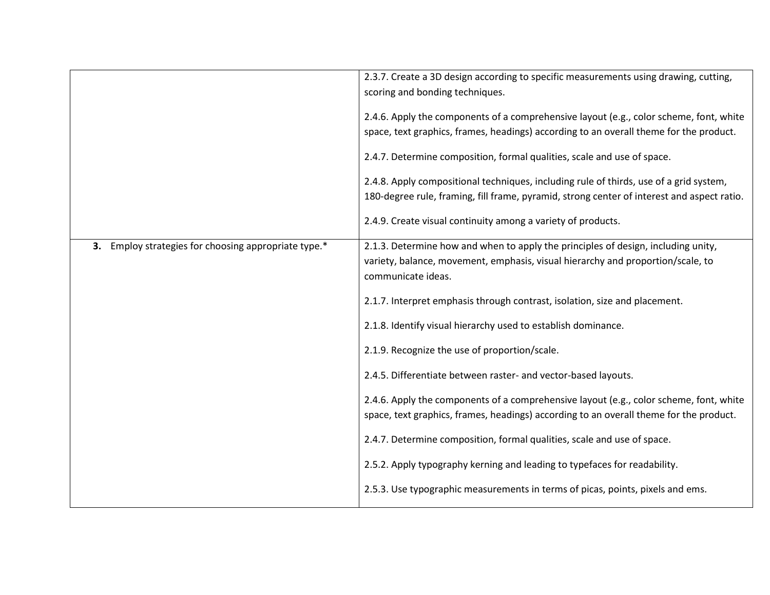| | |
|---|---|
| | 2.3.7. Create a 3D design according to specific measurements using drawing, cutting, scoring and bonding techniques.<br><br>2.4.6. Apply the components of a comprehensive layout (e.g., color scheme, font, white space, text graphics, frames, headings) according to an overall theme for the product.<br><br>2.4.7. Determine composition, formal qualities, scale and use of space.<br><br>2.4.8. Apply compositional techniques, including rule of thirds, use of a grid system, 180-degree rule, framing, fill frame, pyramid, strong center of interest and aspect ratio.<br><br>2.4.9. Create visual continuity among a variety of products. |
| **3.** Employ strategies for choosing appropriate type.* | 2.1.3. Determine how and when to apply the principles of design, including unity, variety, balance, movement, emphasis, visual hierarchy and proportion/scale, to communicate ideas.<br><br>2.1.7. Interpret emphasis through contrast, isolation, size and placement.<br><br>2.1.8. Identify visual hierarchy used to establish dominance.<br><br>2.1.9. Recognize the use of proportion/scale.<br><br>2.4.5. Differentiate between raster- and vector-based layouts.<br><br>2.4.6. Apply the components of a comprehensive layout (e.g., color scheme, font, white space, text graphics, frames, headings) according to an overall theme for the product.<br><br>2.4.7. Determine composition, formal qualities, scale and use of space.<br><br>2.5.2. Apply typography kerning and leading to typefaces for readability.<br><br>2.5.3. Use typographic measurements in terms of picas, points, pixels and ems. |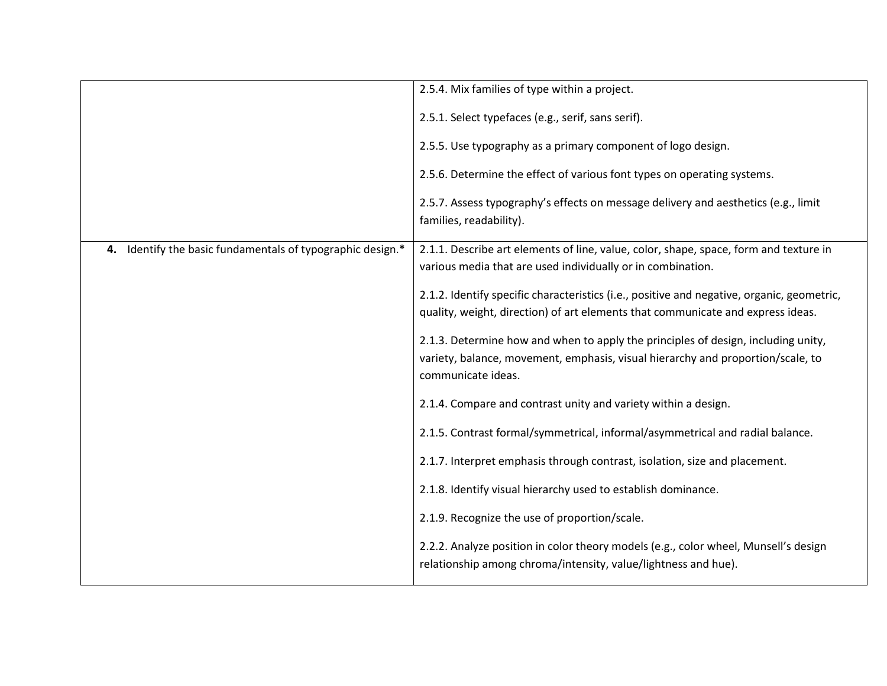| | |
|---|---|
| | 2.5.4. Mix families of type within a project.<br><br>2.5.1. Select typefaces (e.g., serif, sans serif).<br><br>2.5.5. Use typography as a primary component of logo design.<br><br>2.5.6. Determine the effect of various font types on operating systems.<br><br>2.5.7. Assess typography's effects on message delivery and aesthetics (e.g., limit families, readability). |
| **4.** Identify the basic fundamentals of typographic design.* | 2.1.1. Describe art elements of line, value, color, shape, space, form and texture in various media that are used individually or in combination.<br><br>2.1.2. Identify specific characteristics (i.e., positive and negative, organic, geometric, quality, weight, direction) of art elements that communicate and express ideas.<br><br>2.1.3. Determine how and when to apply the principles of design, including unity, variety, balance, movement, emphasis, visual hierarchy and proportion/scale, to communicate ideas.<br><br>2.1.4. Compare and contrast unity and variety within a design.<br><br>2.1.5. Contrast formal/symmetrical, informal/asymmetrical and radial balance.<br><br>2.1.7. Interpret emphasis through contrast, isolation, size and placement.<br><br>2.1.8. Identify visual hierarchy used to establish dominance.<br><br>2.1.9. Recognize the use of proportion/scale.<br><br>2.2.2. Analyze position in color theory models (e.g., color wheel, Munsell's design relationship among chroma/intensity, value/lightness and hue). |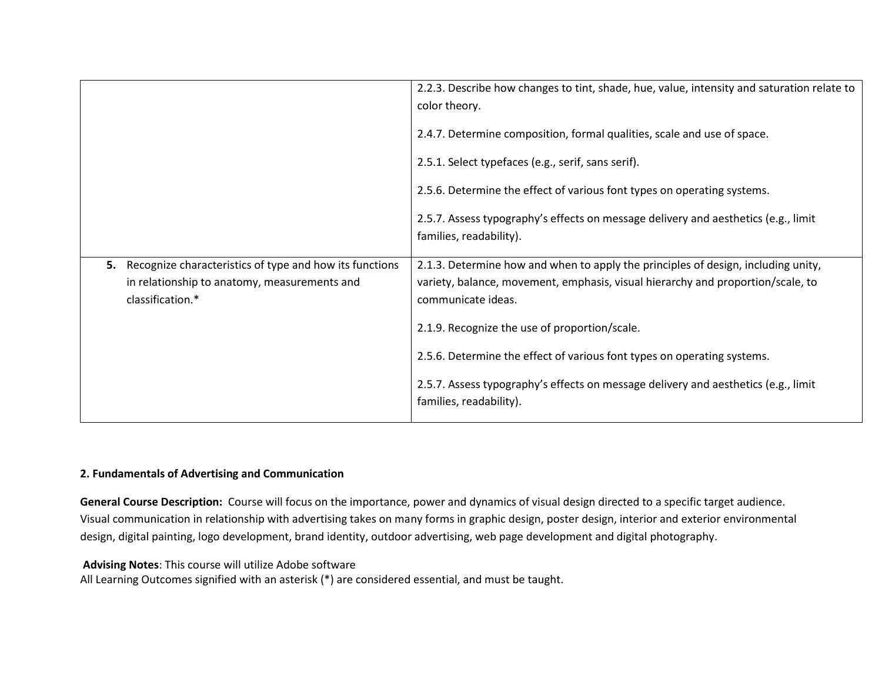| | |
|---|---|
| | 2.2.3. Describe how changes to tint, shade, hue, value, intensity and saturation relate to color theory.<br><br>2.4.7. Determine composition, formal qualities, scale and use of space.<br><br>2.5.1. Select typefaces (e.g., serif, sans serif).<br><br>2.5.6. Determine the effect of various font types on operating systems.<br><br>2.5.7. Assess typography's effects on message delivery and aesthetics (e.g., limit families, readability). |
| **5.** Recognize characteristics of type and how its functions in relationship to anatomy, measurements and classification.* | 2.1.3. Determine how and when to apply the principles of design, including unity, variety, balance, movement, emphasis, visual hierarchy and proportion/scale, to communicate ideas.<br><br>2.1.9. Recognize the use of proportion/scale.<br><br>2.5.6. Determine the effect of various font types on operating systems.<br><br>2.5.7. Assess typography's effects on message delivery and aesthetics (e.g., limit families, readability). |

**2. Fundamentals of Advertising and Communication**

**General Course Description:** Course will focus on the importance, power and dynamics of visual design directed to a specific target audience. Visual communication in relationship with advertising takes on many forms in graphic design, poster design, interior and exterior environmental design, digital painting, logo development, brand identity, outdoor advertising, web page development and digital photography.

**Advising Notes**: This course will utilize Adobe software
All Learning Outcomes signified with an asterisk (*) are considered essential, and must be taught.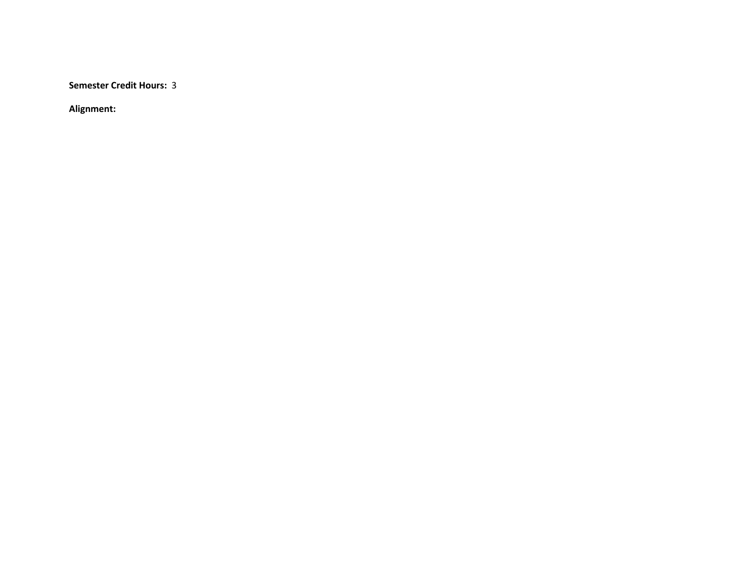**Semester Credit Hours:** 3

**Alignment:**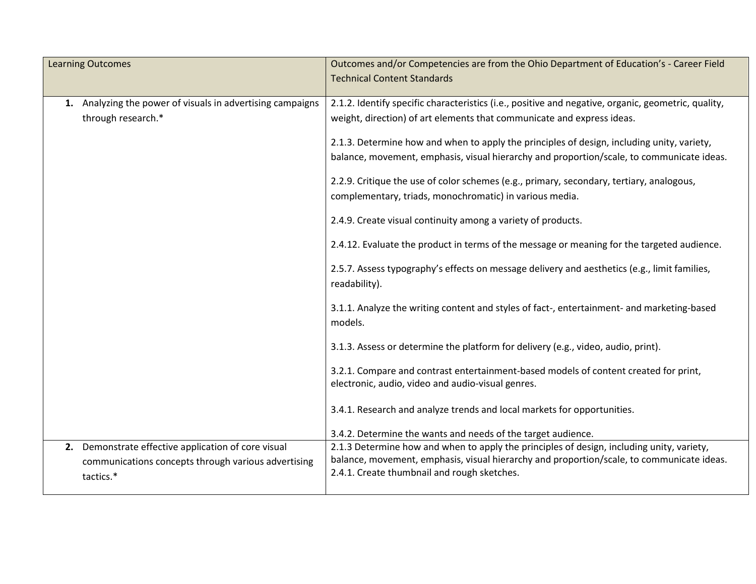| Learning Outcomes | Outcomes and/or Competencies are from the Ohio Department of Education's - Career Field Technical Content Standards |
|---|---|
| **1.** Analyzing the power of visuals in advertising campaigns through research.* | 2.1.2. Identify specific characteristics (i.e., positive and negative, organic, geometric, quality, weight, direction) of art elements that communicate and express ideas.<br><br>2.1.3. Determine how and when to apply the principles of design, including unity, variety, balance, movement, emphasis, visual hierarchy and proportion/scale, to communicate ideas.<br><br>2.2.9. Critique the use of color schemes (e.g., primary, secondary, tertiary, analogous, complementary, triads, monochromatic) in various media.<br><br>2.4.9. Create visual continuity among a variety of products.<br><br>2.4.12. Evaluate the product in terms of the message or meaning for the targeted audience.<br><br>2.5.7. Assess typography's effects on message delivery and aesthetics (e.g., limit families, readability).<br><br>3.1.1. Analyze the writing content and styles of fact-, entertainment- and marketing-based models.<br><br>3.1.3. Assess or determine the platform for delivery (e.g., video, audio, print).<br><br>3.2.1. Compare and contrast entertainment-based models of content created for print, electronic, audio, video and audio-visual genres.<br><br>3.4.1. Research and analyze trends and local markets for opportunities.<br><br>3.4.2. Determine the wants and needs of the target audience. |
| **2.** Demonstrate effective application of core visual communications concepts through various advertising tactics.* | 2.1.3 Determine how and when to apply the principles of design, including unity, variety, balance, movement, emphasis, visual hierarchy and proportion/scale, to communicate ideas.<br>2.4.1. Create thumbnail and rough sketches. |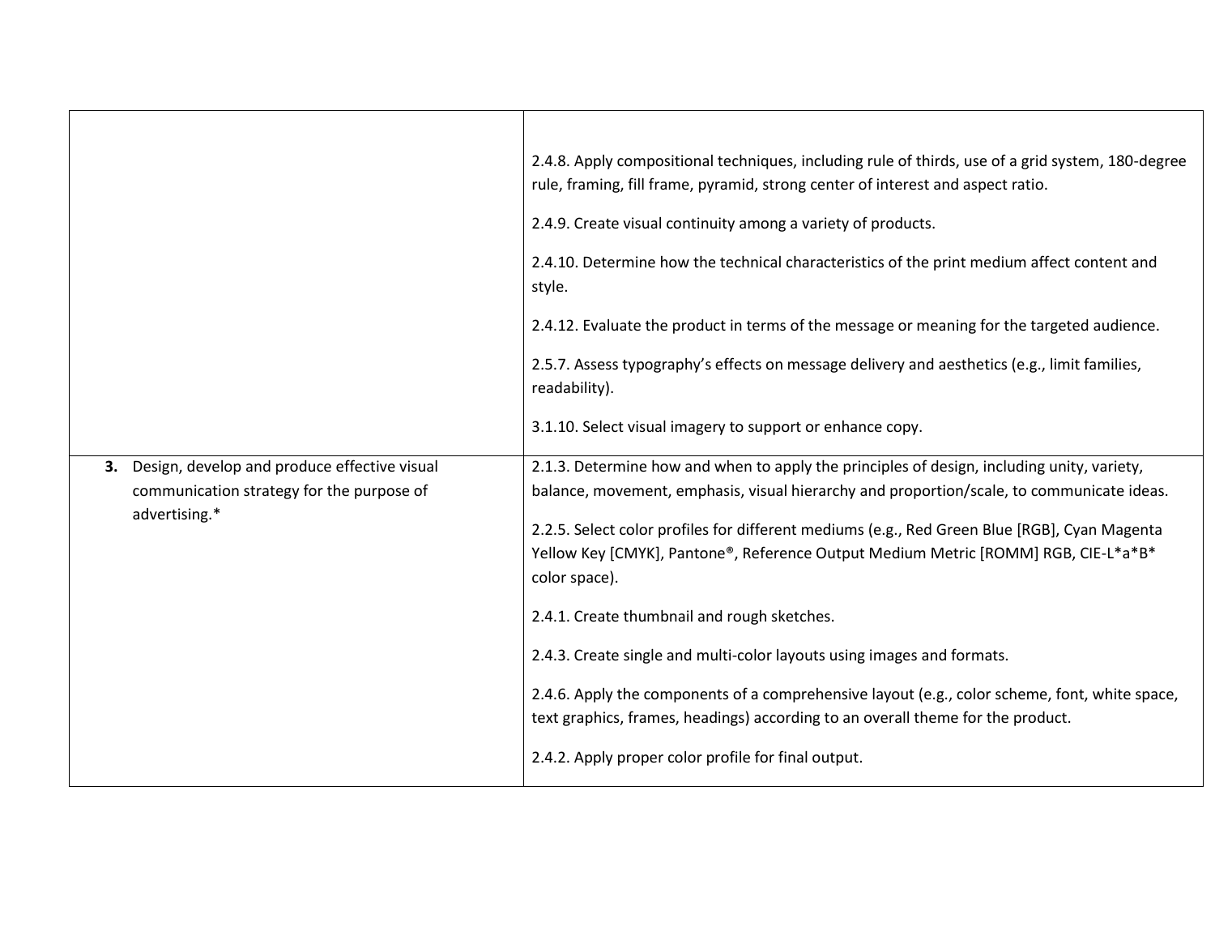| | |
|---|---|
| | 2.4.8. Apply compositional techniques, including rule of thirds, use of a grid system, 180-degree rule, framing, fill frame, pyramid, strong center of interest and aspect ratio.<br><br>2.4.9. Create visual continuity among a variety of products.<br><br>2.4.10. Determine how the technical characteristics of the print medium affect content and style.<br><br>2.4.12. Evaluate the product in terms of the message or meaning for the targeted audience.<br><br>2.5.7. Assess typography's effects on message delivery and aesthetics (e.g., limit families, readability).<br><br>3.1.10. Select visual imagery to support or enhance copy. |
| **3.** Design, develop and produce effective visual communication strategy for the purpose of advertising.* | 2.1.3. Determine how and when to apply the principles of design, including unity, variety, balance, movement, emphasis, visual hierarchy and proportion/scale, to communicate ideas.<br><br>2.2.5. Select color profiles for different mediums (e.g., Red Green Blue [RGB], Cyan Magenta Yellow Key [CMYK], Pantone®, Reference Output Medium Metric [ROMM] RGB, CIE-L*a*B* color space).<br><br>2.4.1. Create thumbnail and rough sketches.<br><br>2.4.3. Create single and multi-color layouts using images and formats.<br><br>2.4.6. Apply the components of a comprehensive layout (e.g., color scheme, font, white space, text graphics, frames, headings) according to an overall theme for the product.<br><br>2.4.2. Apply proper color profile for final output. |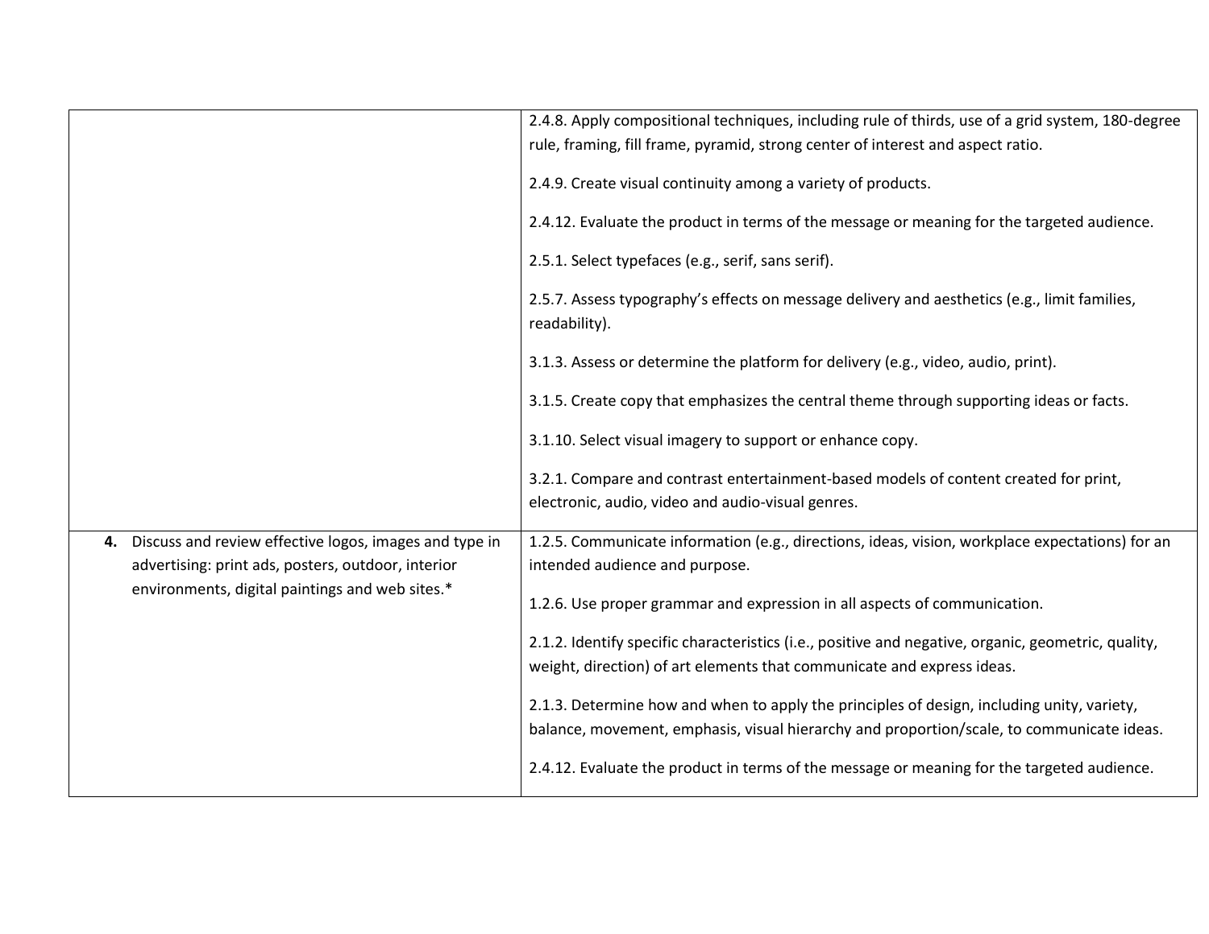| | |
|---|---|
| | 2.4.8. Apply compositional techniques, including rule of thirds, use of a grid system, 180-degree rule, framing, fill frame, pyramid, strong center of interest and aspect ratio.<br><br>2.4.9. Create visual continuity among a variety of products.<br><br>2.4.12. Evaluate the product in terms of the message or meaning for the targeted audience.<br><br>2.5.1. Select typefaces (e.g., serif, sans serif).<br><br>2.5.7. Assess typography's effects on message delivery and aesthetics (e.g., limit families, readability).<br><br>3.1.3. Assess or determine the platform for delivery (e.g., video, audio, print).<br><br>3.1.5. Create copy that emphasizes the central theme through supporting ideas or facts.<br><br>3.1.10. Select visual imagery to support or enhance copy.<br><br>3.2.1. Compare and contrast entertainment-based models of content created for print, electronic, audio, video and audio-visual genres. |
| **4.** Discuss and review effective logos, images and type in advertising: print ads, posters, outdoor, interior environments, digital paintings and web sites.* | 1.2.5. Communicate information (e.g., directions, ideas, vision, workplace expectations) for an intended audience and purpose.<br><br>1.2.6. Use proper grammar and expression in all aspects of communication.<br><br>2.1.2. Identify specific characteristics (i.e., positive and negative, organic, geometric, quality, weight, direction) of art elements that communicate and express ideas.<br><br>2.1.3. Determine how and when to apply the principles of design, including unity, variety, balance, movement, emphasis, visual hierarchy and proportion/scale, to communicate ideas.<br><br>2.4.12. Evaluate the product in terms of the message or meaning for the targeted audience. |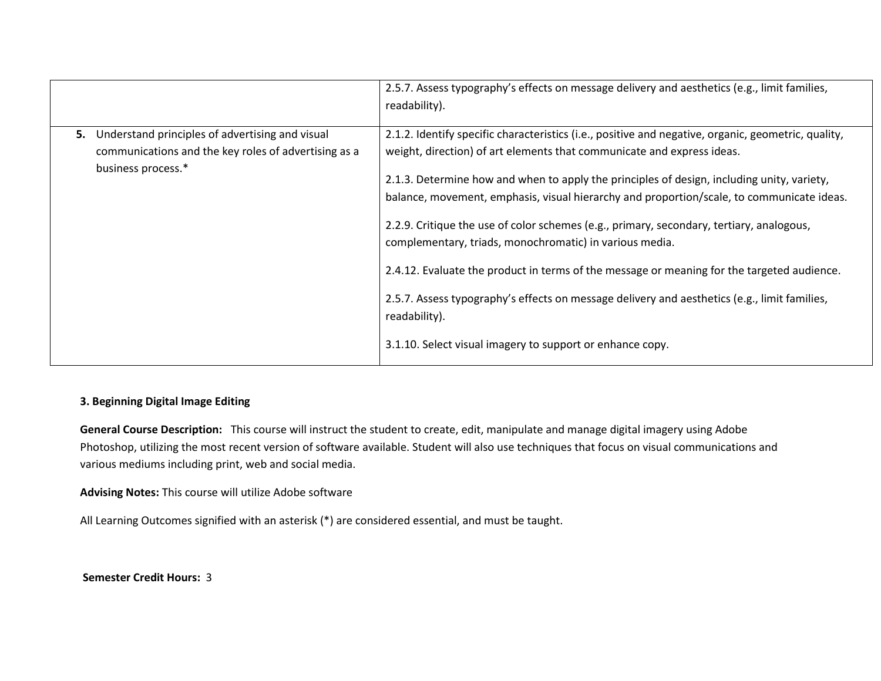| | |
|---|---|
| | 2.5.7. Assess typography's effects on message delivery and aesthetics (e.g., limit families, readability). |
| **5.** Understand principles of advertising and visual communications and the key roles of advertising as a business process.* | 2.1.2. Identify specific characteristics (i.e., positive and negative, organic, geometric, quality, weight, direction) of art elements that communicate and express ideas.<br><br>2.1.3. Determine how and when to apply the principles of design, including unity, variety, balance, movement, emphasis, visual hierarchy and proportion/scale, to communicate ideas.<br><br>2.2.9. Critique the use of color schemes (e.g., primary, secondary, tertiary, analogous, complementary, triads, monochromatic) in various media.<br><br>2.4.12. Evaluate the product in terms of the message or meaning for the targeted audience.<br><br>2.5.7. Assess typography's effects on message delivery and aesthetics (e.g., limit families, readability).<br><br>3.1.10. Select visual imagery to support or enhance copy. |

**3. Beginning Digital Image Editing**

**General Course Description:** This course will instruct the student to create, edit, manipulate and manage digital imagery using Adobe Photoshop, utilizing the most recent version of software available. Student will also use techniques that focus on visual communications and various mediums including print, web and social media.

**Advising Notes:** This course will utilize Adobe software

All Learning Outcomes signified with an asterisk (*) are considered essential, and must be taught.

**Semester Credit Hours:** 3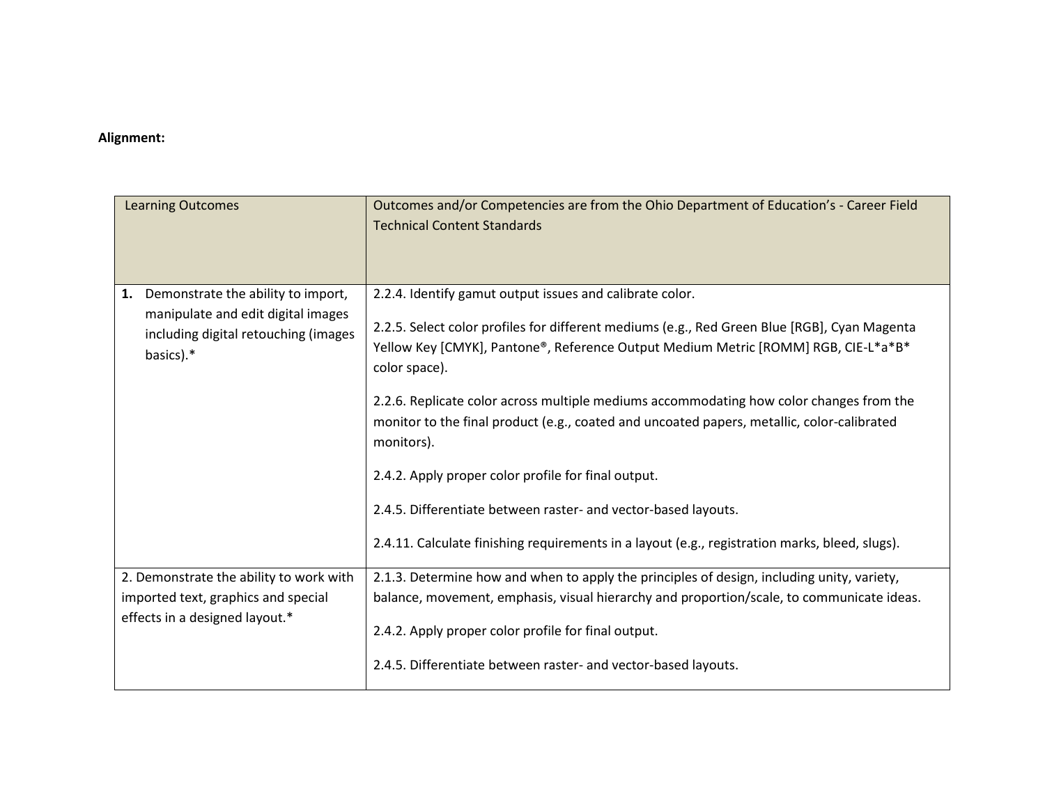**Alignment:**

| Learning Outcomes | Outcomes and/or Competencies are from the Ohio Department of Education's - Career Field Technical Content Standards |
|---|---|
| **1.** Demonstrate the ability to import, manipulate and edit digital images including digital retouching (images basics).* | 2.2.4. Identify gamut output issues and calibrate color.<br><br>2.2.5. Select color profiles for different mediums (e.g., Red Green Blue [RGB], Cyan Magenta Yellow Key [CMYK], Pantone®, Reference Output Medium Metric [ROMM] RGB, CIE-L*a*B* color space).<br><br>2.2.6. Replicate color across multiple mediums accommodating how color changes from the monitor to the final product (e.g., coated and uncoated papers, metallic, color-calibrated monitors).<br><br>2.4.2. Apply proper color profile for final output.<br><br>2.4.5. Differentiate between raster- and vector-based layouts.<br><br>2.4.11. Calculate finishing requirements in a layout (e.g., registration marks, bleed, slugs). |
| 2. Demonstrate the ability to work with imported text, graphics and special effects in a designed layout.* | 2.1.3. Determine how and when to apply the principles of design, including unity, variety, balance, movement, emphasis, visual hierarchy and proportion/scale, to communicate ideas.<br><br>2.4.2. Apply proper color profile for final output.<br><br>2.4.5. Differentiate between raster- and vector-based layouts. |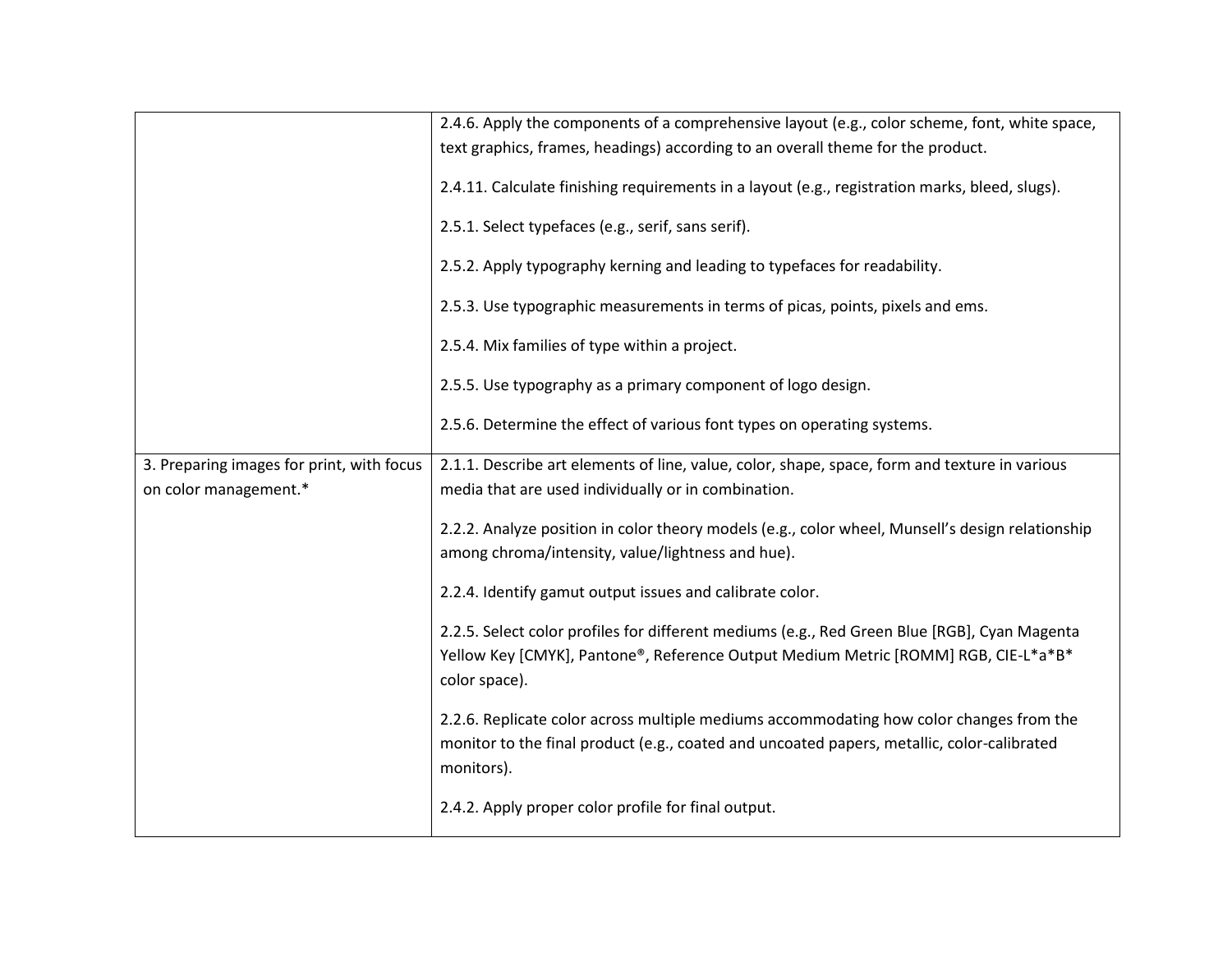| | |
|---|---|
| | 2.4.6. Apply the components of a comprehensive layout (e.g., color scheme, font, white space, text graphics, frames, headings) according to an overall theme for the product.<br><br>2.4.11. Calculate finishing requirements in a layout (e.g., registration marks, bleed, slugs).<br><br>2.5.1. Select typefaces (e.g., serif, sans serif).<br><br>2.5.2. Apply typography kerning and leading to typefaces for readability.<br><br>2.5.3. Use typographic measurements in terms of picas, points, pixels and ems.<br><br>2.5.4. Mix families of type within a project.<br><br>2.5.5. Use typography as a primary component of logo design.<br><br>2.5.6. Determine the effect of various font types on operating systems. |
| 3. Preparing images for print, with focus on color management.* | 2.1.1. Describe art elements of line, value, color, shape, space, form and texture in various media that are used individually or in combination.<br><br>2.2.2. Analyze position in color theory models (e.g., color wheel, Munsell's design relationship among chroma/intensity, value/lightness and hue).<br><br>2.2.4. Identify gamut output issues and calibrate color.<br><br>2.2.5. Select color profiles for different mediums (e.g., Red Green Blue [RGB], Cyan Magenta Yellow Key [CMYK], Pantone®, Reference Output Medium Metric [ROMM] RGB, CIE-L*a*B* color space).<br><br>2.2.6. Replicate color across multiple mediums accommodating how color changes from the monitor to the final product (e.g., coated and uncoated papers, metallic, color-calibrated monitors).<br><br>2.4.2. Apply proper color profile for final output. |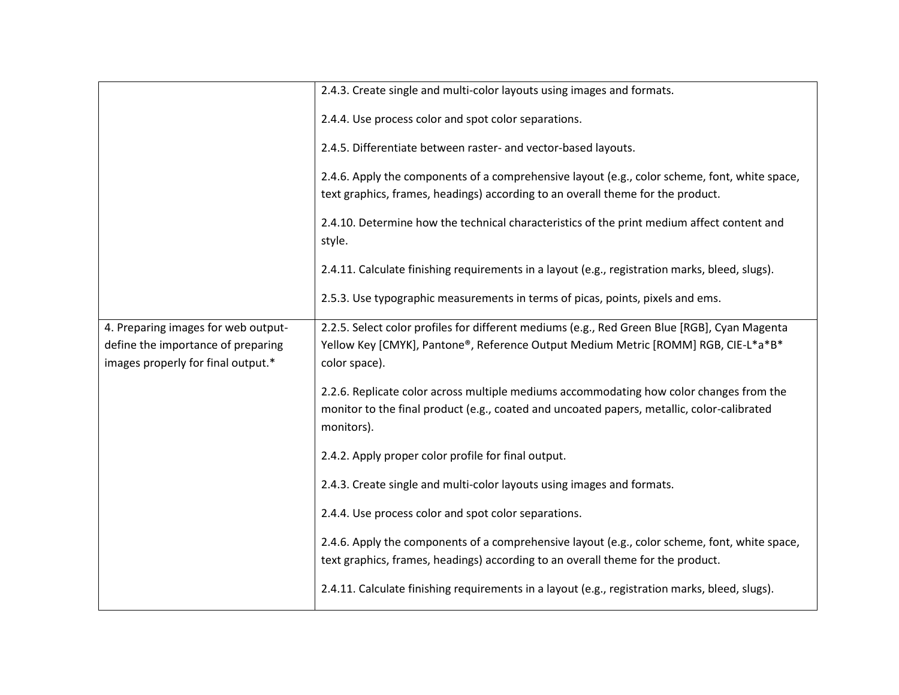| | |
|---|---|
| | 2.4.3. Create single and multi-color layouts using images and formats.<br><br>2.4.4. Use process color and spot color separations.<br><br>2.4.5. Differentiate between raster- and vector-based layouts.<br><br>2.4.6. Apply the components of a comprehensive layout (e.g., color scheme, font, white space, text graphics, frames, headings) according to an overall theme for the product.<br><br>2.4.10. Determine how the technical characteristics of the print medium affect content and style.<br><br>2.4.11. Calculate finishing requirements in a layout (e.g., registration marks, bleed, slugs).<br><br>2.5.3. Use typographic measurements in terms of picas, points, pixels and ems. |
| 4. Preparing images for web output- define the importance of preparing images properly for final output.* | 2.2.5. Select color profiles for different mediums (e.g., Red Green Blue [RGB], Cyan Magenta Yellow Key [CMYK], Pantone®, Reference Output Medium Metric [ROMM] RGB, CIE-L*a*B* color space).<br><br>2.2.6. Replicate color across multiple mediums accommodating how color changes from the monitor to the final product (e.g., coated and uncoated papers, metallic, color-calibrated monitors).<br><br>2.4.2. Apply proper color profile for final output.<br><br>2.4.3. Create single and multi-color layouts using images and formats.<br><br>2.4.4. Use process color and spot color separations.<br><br>2.4.6. Apply the components of a comprehensive layout (e.g., color scheme, font, white space, text graphics, frames, headings) according to an overall theme for the product.<br><br>2.4.11. Calculate finishing requirements in a layout (e.g., registration marks, bleed, slugs). |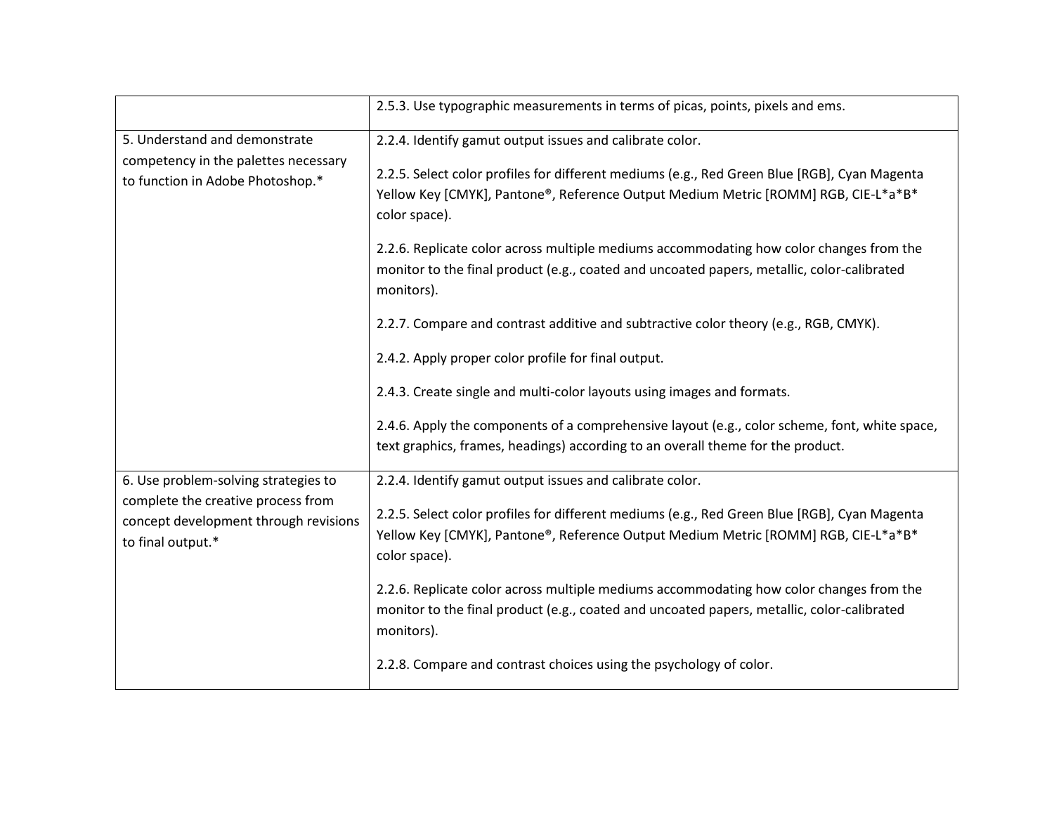| | |
|---|---|
| | 2.5.3. Use typographic measurements in terms of picas, points, pixels and ems. |
| 5. Understand and demonstrate competency in the palettes necessary to function in Adobe Photoshop.* | 2.2.4. Identify gamut output issues and calibrate color.<br><br>2.2.5. Select color profiles for different mediums (e.g., Red Green Blue [RGB], Cyan Magenta Yellow Key [CMYK], Pantone®, Reference Output Medium Metric [ROMM] RGB, CIE-L*a*B* color space).<br><br>2.2.6. Replicate color across multiple mediums accommodating how color changes from the monitor to the final product (e.g., coated and uncoated papers, metallic, color-calibrated monitors).<br><br>2.2.7. Compare and contrast additive and subtractive color theory (e.g., RGB, CMYK).<br><br>2.4.2. Apply proper color profile for final output.<br><br>2.4.3. Create single and multi-color layouts using images and formats.<br><br>2.4.6. Apply the components of a comprehensive layout (e.g., color scheme, font, white space, text graphics, frames, headings) according to an overall theme for the product. |
| 6. Use problem-solving strategies to complete the creative process from concept development through revisions to final output.* | 2.2.4. Identify gamut output issues and calibrate color.<br><br>2.2.5. Select color profiles for different mediums (e.g., Red Green Blue [RGB], Cyan Magenta Yellow Key [CMYK], Pantone®, Reference Output Medium Metric [ROMM] RGB, CIE-L*a*B* color space).<br><br>2.2.6. Replicate color across multiple mediums accommodating how color changes from the monitor to the final product (e.g., coated and uncoated papers, metallic, color-calibrated monitors).<br><br>2.2.8. Compare and contrast choices using the psychology of color. |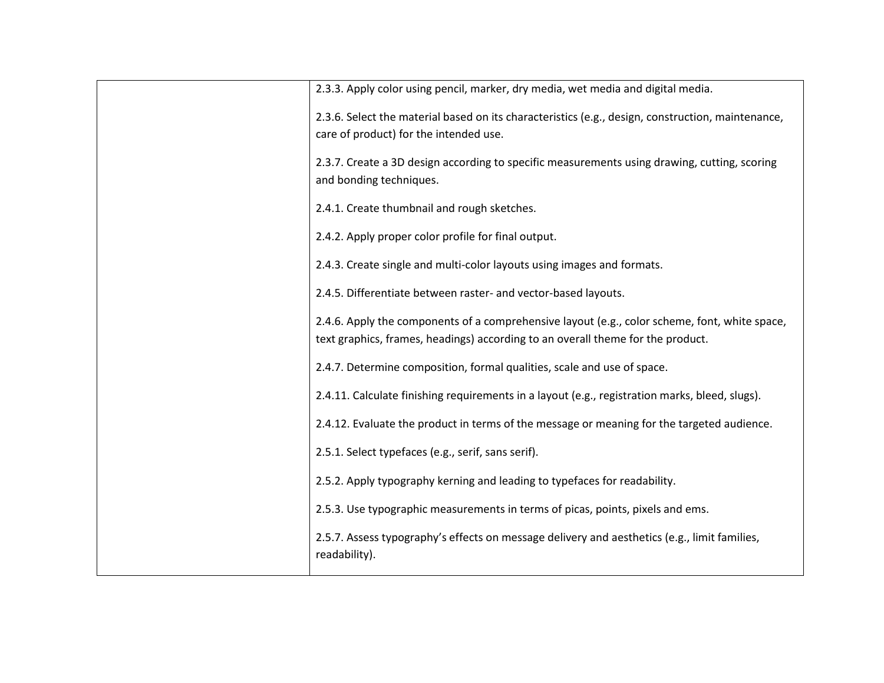| | |
|---|---|
| | 2.3.3. Apply color using pencil, marker, dry media, wet media and digital media.<br><br>2.3.6. Select the material based on its characteristics (e.g., design, construction, maintenance, care of product) for the intended use.<br><br>2.3.7. Create a 3D design according to specific measurements using drawing, cutting, scoring and bonding techniques.<br><br>2.4.1. Create thumbnail and rough sketches.<br><br>2.4.2. Apply proper color profile for final output.<br><br>2.4.3. Create single and multi-color layouts using images and formats.<br><br>2.4.5. Differentiate between raster- and vector-based layouts.<br><br>2.4.6. Apply the components of a comprehensive layout (e.g., color scheme, font, white space, text graphics, frames, headings) according to an overall theme for the product.<br><br>2.4.7. Determine composition, formal qualities, scale and use of space.<br><br>2.4.11. Calculate finishing requirements in a layout (e.g., registration marks, bleed, slugs).<br><br>2.4.12. Evaluate the product in terms of the message or meaning for the targeted audience.<br><br>2.5.1. Select typefaces (e.g., serif, sans serif).<br><br>2.5.2. Apply typography kerning and leading to typefaces for readability.<br><br>2.5.3. Use typographic measurements in terms of picas, points, pixels and ems.<br><br>2.5.7. Assess typography's effects on message delivery and aesthetics (e.g., limit families, readability). |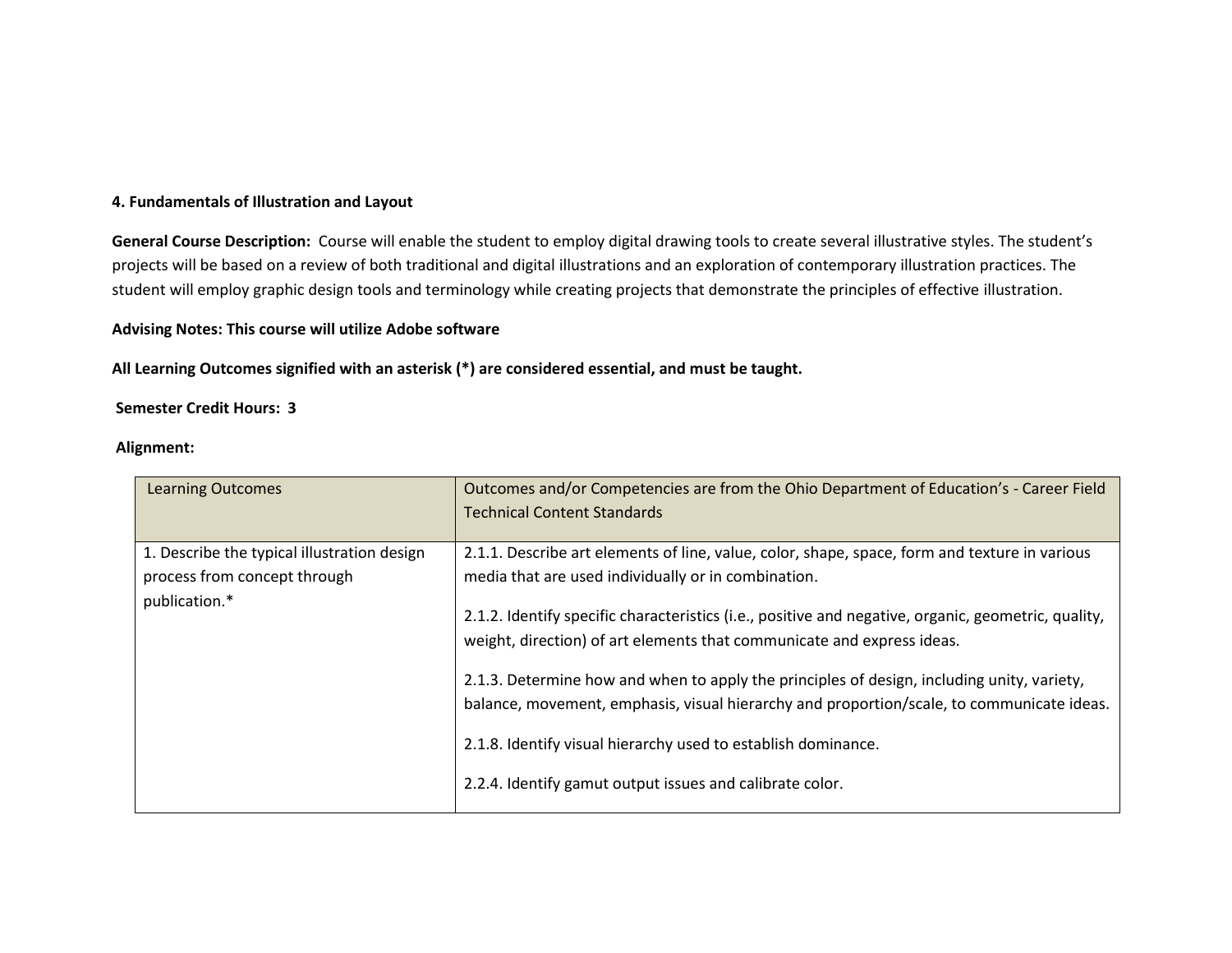**4. Fundamentals of Illustration and Layout**

**General Course Description:** Course will enable the student to employ digital drawing tools to create several illustrative styles. The student's projects will be based on a review of both traditional and digital illustrations and an exploration of contemporary illustration practices. The student will employ graphic design tools and terminology while creating projects that demonstrate the principles of effective illustration.

**Advising Notes: This course will utilize Adobe software**

**All Learning Outcomes signified with an asterisk (*) are considered essential, and must be taught.**

**Semester Credit Hours: 3**

**Alignment:**

| Learning Outcomes | Outcomes and/or Competencies are from the Ohio Department of Education's - Career Field Technical Content Standards |
|---|---|
| 1. Describe the typical illustration design process from concept through publication.* | 2.1.1. Describe art elements of line, value, color, shape, space, form and texture in various media that are used individually or in combination.<br><br>2.1.2. Identify specific characteristics (i.e., positive and negative, organic, geometric, quality, weight, direction) of art elements that communicate and express ideas.<br><br>2.1.3. Determine how and when to apply the principles of design, including unity, variety, balance, movement, emphasis, visual hierarchy and proportion/scale, to communicate ideas.<br><br>2.1.8. Identify visual hierarchy used to establish dominance.<br><br>2.2.4. Identify gamut output issues and calibrate color. |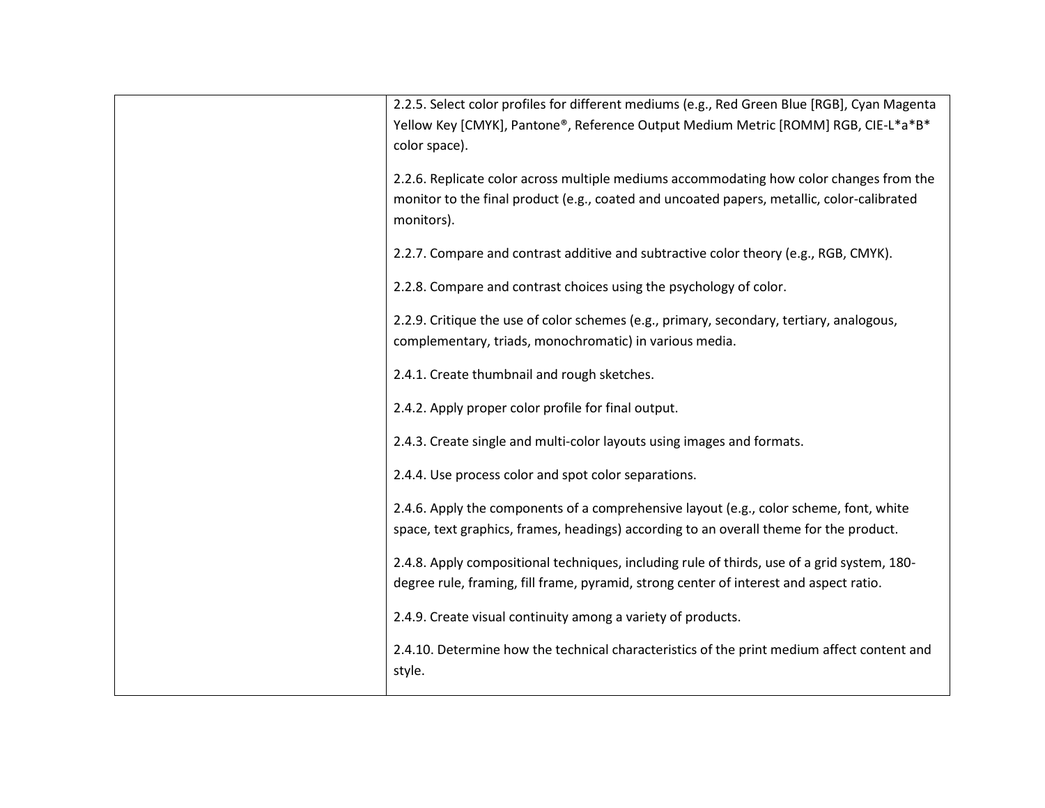| | |
|---|---|
| | 2.2.5. Select color profiles for different mediums (e.g., Red Green Blue [RGB], Cyan Magenta Yellow Key [CMYK], Pantone®, Reference Output Medium Metric [ROMM] RGB, CIE-L*a*B* color space).<br><br>2.2.6. Replicate color across multiple mediums accommodating how color changes from the monitor to the final product (e.g., coated and uncoated papers, metallic, color-calibrated monitors).<br><br>2.2.7. Compare and contrast additive and subtractive color theory (e.g., RGB, CMYK).<br><br>2.2.8. Compare and contrast choices using the psychology of color.<br><br>2.2.9. Critique the use of color schemes (e.g., primary, secondary, tertiary, analogous, complementary, triads, monochromatic) in various media.<br><br>2.4.1. Create thumbnail and rough sketches.<br><br>2.4.2. Apply proper color profile for final output.<br><br>2.4.3. Create single and multi-color layouts using images and formats.<br><br>2.4.4. Use process color and spot color separations.<br><br>2.4.6. Apply the components of a comprehensive layout (e.g., color scheme, font, white space, text graphics, frames, headings) according to an overall theme for the product.<br><br>2.4.8. Apply compositional techniques, including rule of thirds, use of a grid system, 180-degree rule, framing, fill frame, pyramid, strong center of interest and aspect ratio.<br><br>2.4.9. Create visual continuity among a variety of products.<br><br>2.4.10. Determine how the technical characteristics of the print medium affect content and style. |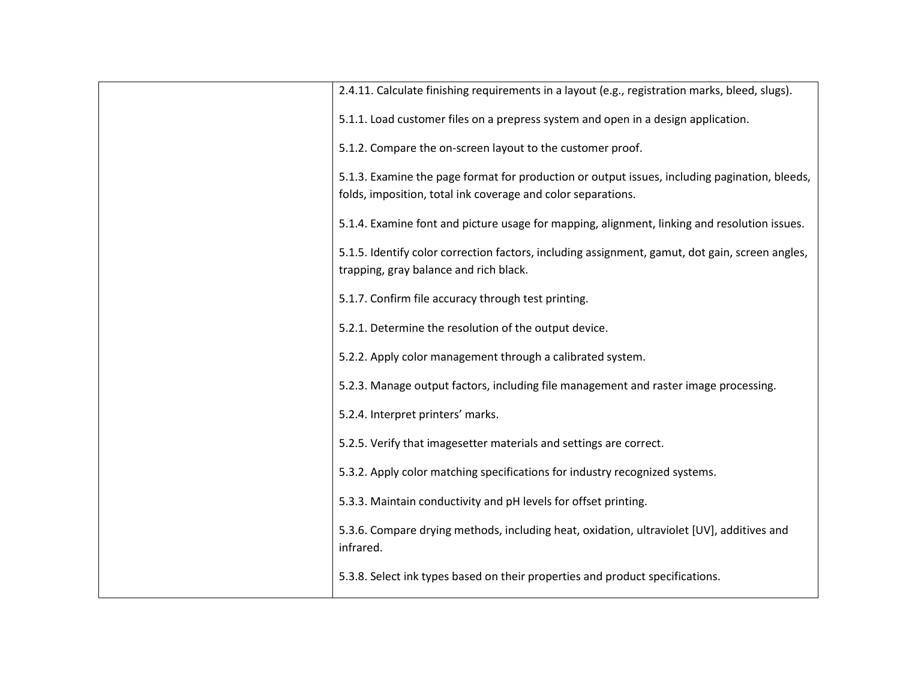| | |
|---|---|
| | 2.4.11. Calculate finishing requirements in a layout (e.g., registration marks, bleed, slugs).<br><br>5.1.1. Load customer files on a prepress system and open in a design application.<br><br>5.1.2. Compare the on-screen layout to the customer proof.<br><br>5.1.3. Examine the page format for production or output issues, including pagination, bleeds, folds, imposition, total ink coverage and color separations.<br><br>5.1.4. Examine font and picture usage for mapping, alignment, linking and resolution issues.<br><br>5.1.5. Identify color correction factors, including assignment, gamut, dot gain, screen angles, trapping, gray balance and rich black.<br><br>5.1.7. Confirm file accuracy through test printing.<br><br>5.2.1. Determine the resolution of the output device.<br><br>5.2.2. Apply color management through a calibrated system.<br><br>5.2.3. Manage output factors, including file management and raster image processing.<br><br>5.2.4. Interpret printers' marks.<br><br>5.2.5. Verify that imagesetter materials and settings are correct.<br><br>5.3.2. Apply color matching specifications for industry recognized systems.<br><br>5.3.3. Maintain conductivity and pH levels for offset printing.<br><br>5.3.6. Compare drying methods, including heat, oxidation, ultraviolet [UV], additives and infrared.<br><br>5.3.8. Select ink types based on their properties and product specifications. |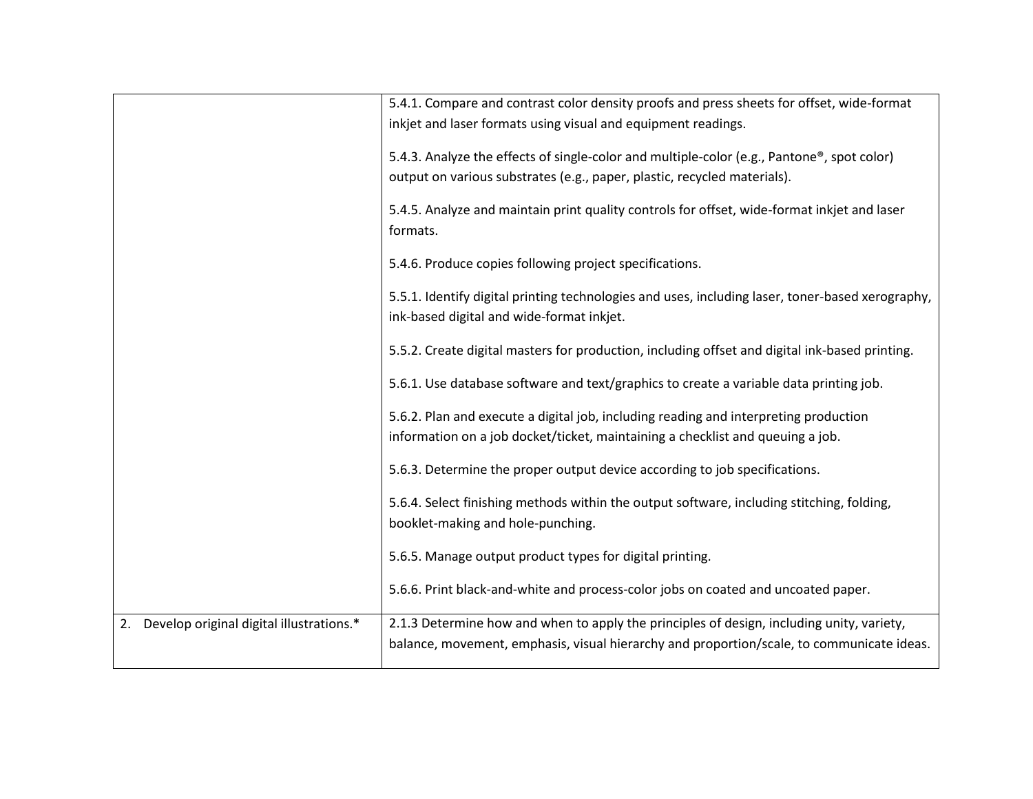| | |
|---|---|
| | 5.4.1. Compare and contrast color density proofs and press sheets for offset, wide-format inkjet and laser formats using visual and equipment readings.<br><br>5.4.3. Analyze the effects of single-color and multiple-color (e.g., Pantone®, spot color) output on various substrates (e.g., paper, plastic, recycled materials).<br><br>5.4.5. Analyze and maintain print quality controls for offset, wide-format inkjet and laser formats.<br><br>5.4.6. Produce copies following project specifications.<br><br>5.5.1. Identify digital printing technologies and uses, including laser, toner-based xerography, ink-based digital and wide-format inkjet.<br><br>5.5.2. Create digital masters for production, including offset and digital ink-based printing.<br><br>5.6.1. Use database software and text/graphics to create a variable data printing job.<br><br>5.6.2. Plan and execute a digital job, including reading and interpreting production information on a job docket/ticket, maintaining a checklist and queuing a job.<br><br>5.6.3. Determine the proper output device according to job specifications.<br><br>5.6.4. Select finishing methods within the output software, including stitching, folding, booklet-making and hole-punching.<br><br>5.6.5. Manage output product types for digital printing.<br><br>5.6.6. Print black-and-white and process-color jobs on coated and uncoated paper. |
| 2. Develop original digital illustrations.* | 2.1.3 Determine how and when to apply the principles of design, including unity, variety, balance, movement, emphasis, visual hierarchy and proportion/scale, to communicate ideas. |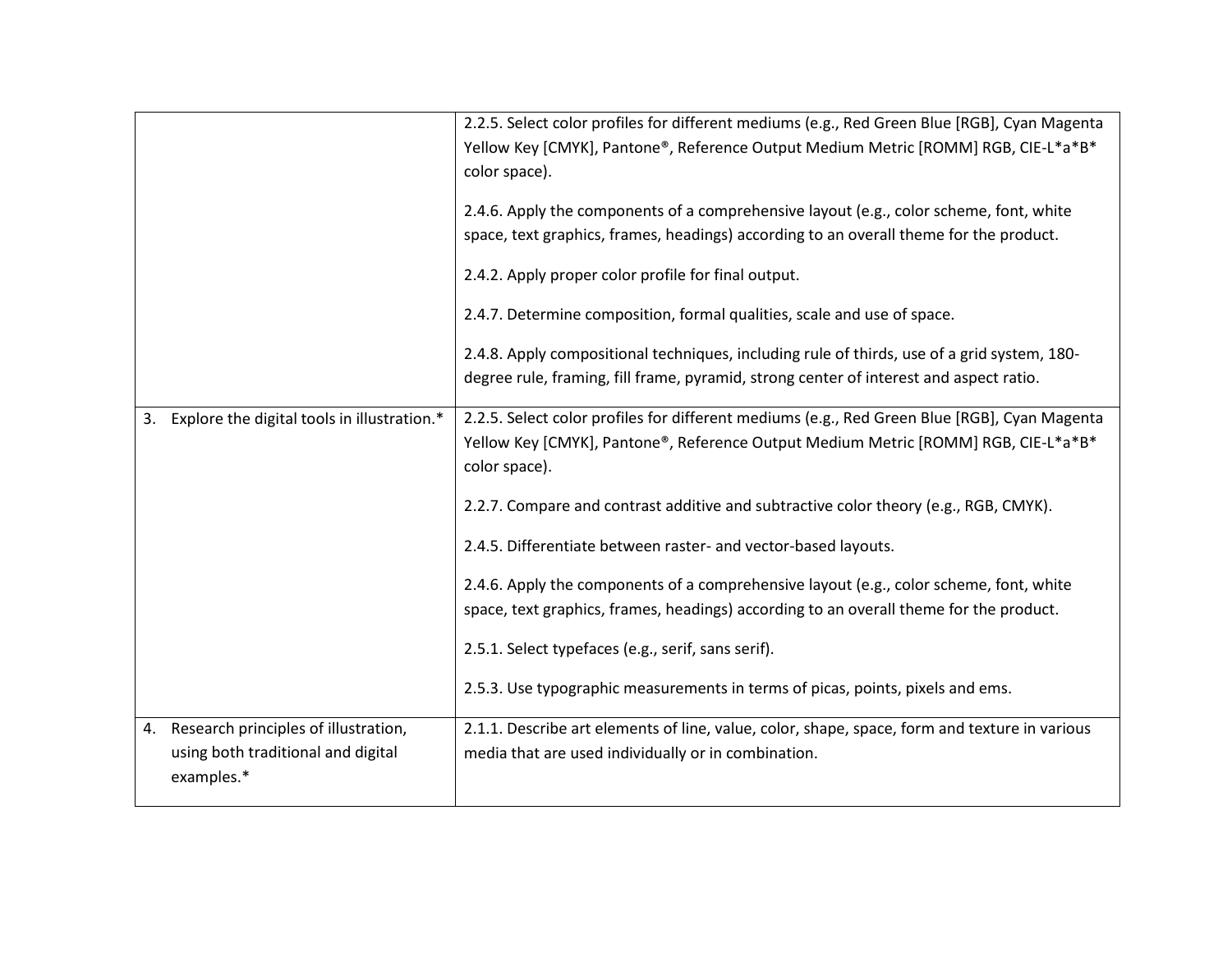| | |
|---|---|
| | 2.2.5. Select color profiles for different mediums (e.g., Red Green Blue [RGB], Cyan Magenta Yellow Key [CMYK], Pantone®, Reference Output Medium Metric [ROMM] RGB, CIE-L*a*B* color space).<br><br>2.4.6. Apply the components of a comprehensive layout (e.g., color scheme, font, white space, text graphics, frames, headings) according to an overall theme for the product.<br><br>2.4.2. Apply proper color profile for final output.<br><br>2.4.7. Determine composition, formal qualities, scale and use of space.<br><br>2.4.8. Apply compositional techniques, including rule of thirds, use of a grid system, 180-degree rule, framing, fill frame, pyramid, strong center of interest and aspect ratio. |
| 3. Explore the digital tools in illustration.* | 2.2.5. Select color profiles for different mediums (e.g., Red Green Blue [RGB], Cyan Magenta Yellow Key [CMYK], Pantone®, Reference Output Medium Metric [ROMM] RGB, CIE-L*a*B* color space).<br><br>2.2.7. Compare and contrast additive and subtractive color theory (e.g., RGB, CMYK).<br><br>2.4.5. Differentiate between raster- and vector-based layouts.<br><br>2.4.6. Apply the components of a comprehensive layout (e.g., color scheme, font, white space, text graphics, frames, headings) according to an overall theme for the product.<br><br>2.5.1. Select typefaces (e.g., serif, sans serif).<br><br>2.5.3. Use typographic measurements in terms of picas, points, pixels and ems. |
| 4. Research principles of illustration, using both traditional and digital examples.* | 2.1.1. Describe art elements of line, value, color, shape, space, form and texture in various media that are used individually or in combination. |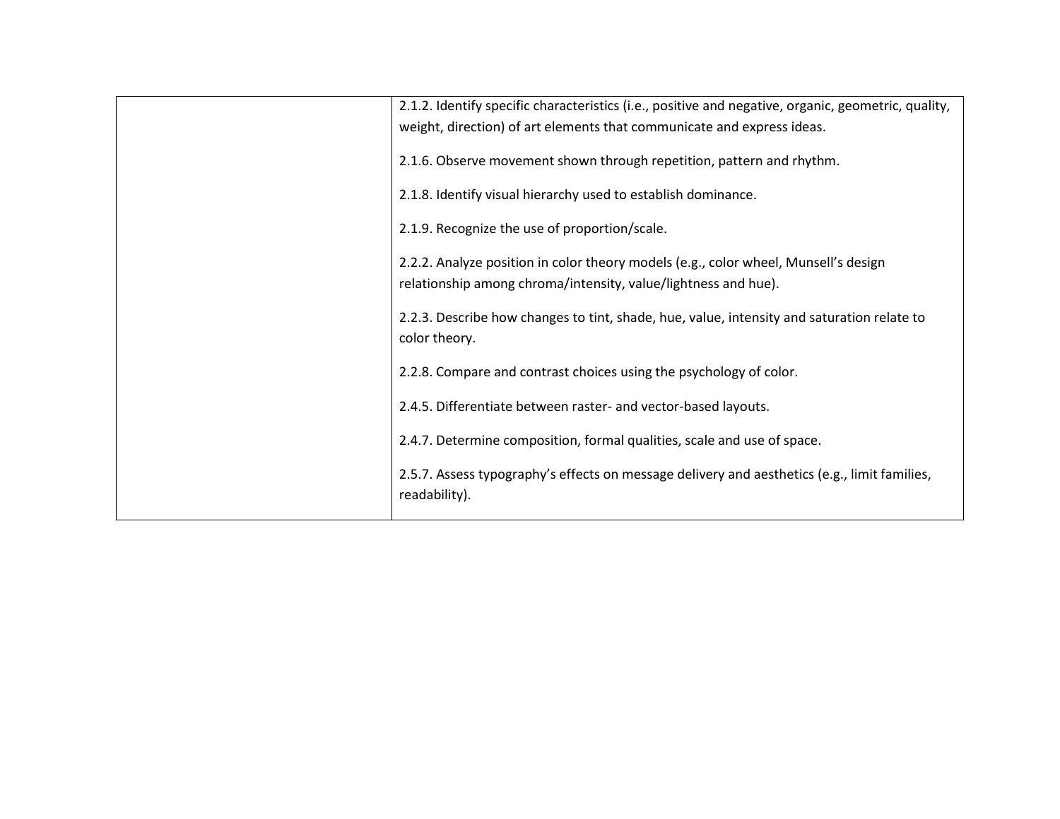| | |
|---|---|
| | 2.1.2. Identify specific characteristics (i.e., positive and negative, organic, geometric, quality, weight, direction) of art elements that communicate and express ideas.<br><br>2.1.6. Observe movement shown through repetition, pattern and rhythm.<br><br>2.1.8. Identify visual hierarchy used to establish dominance.<br><br>2.1.9. Recognize the use of proportion/scale.<br><br>2.2.2. Analyze position in color theory models (e.g., color wheel, Munsell's design relationship among chroma/intensity, value/lightness and hue).<br><br>2.2.3. Describe how changes to tint, shade, hue, value, intensity and saturation relate to color theory.<br><br>2.2.8. Compare and contrast choices using the psychology of color.<br><br>2.4.5. Differentiate between raster- and vector-based layouts.<br><br>2.4.7. Determine composition, formal qualities, scale and use of space.<br><br>2.5.7. Assess typography's effects on message delivery and aesthetics (e.g., limit families, readability). |